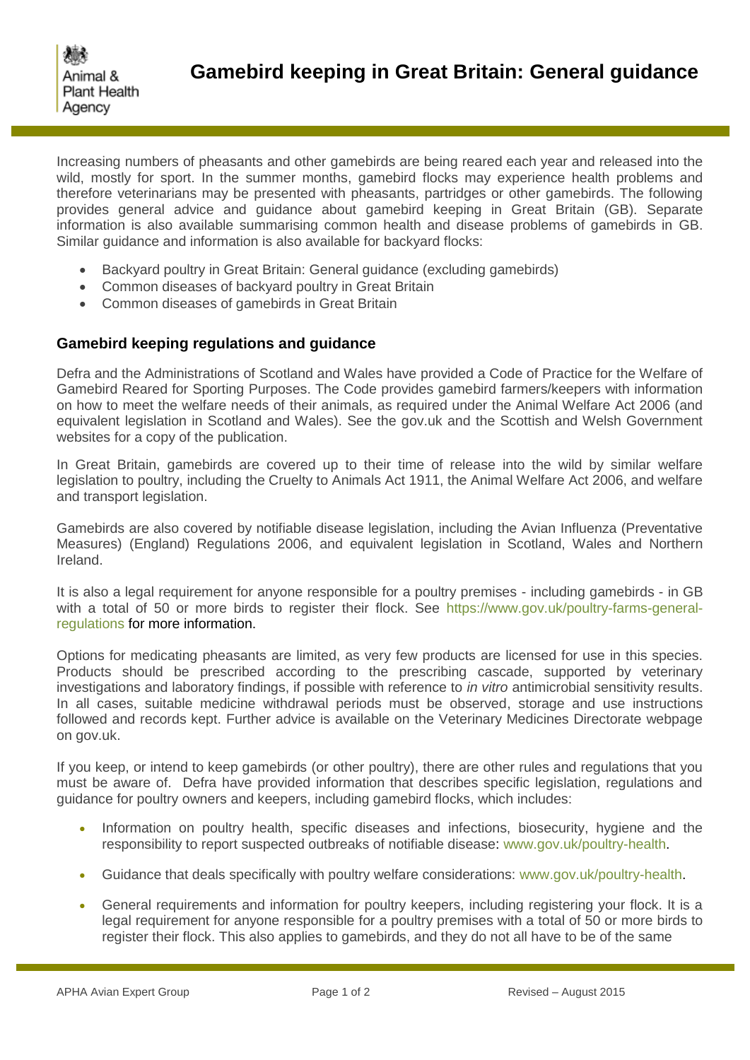# Gamebird keeping in Great Britain: General guidance

Increasing numbers of pheasants and other gamebirds are being reared each year and released into the wild, mostly for sport. In the summer months, gamebird flocks may experience health problems and therefore veterinarians may be presented with pheasants, partridges or other gamebirds. The following provides general advice and guidance about gamebird keeping in Great Britain (GB). Separate information is also available summarising common health and disease problems of gamebirds in GB. Similar guidance and information is also available for backyard flocks:

- Backyard poultry in Great Britain: General guidance (excluding gamebirds)
- Common diseases of backyard poultry in Great Britain
- Common diseases of gamebirds in Great Britain

## Gamebird keeping regulations and guidance

Defra and the Administrations of Scotland and Wales have provided a Code of Practice for the Welfare of Gamebird Reared for Sporting Purposes. The Code provides gamebird farmers/keepers with information on how to meet the welfare needs of their animals, as required under the Animal Welfare Act 2006 (and equivalent legislation in Scotland and Wales). See the gov.uk and the Scottish and Welsh Government websites for a copy of the publication.

In Great Britain, gamebirds are covered up to their time of release into the wild by similar welfare legislation to poultry, including the Cruelty to Animals Act 1911, the Animal Welfare Act 2006, and welfare and transport legislation.

Gamebirds are also covered by notifiable disease legislation, including the Avian Influenza (Preventative Measures) (England) Regulations 2006, and equivalent legislation in Scotland, Wales and Northern Ireland.

It is also a legal requirement for anyone responsible for a poultry premises - including gamebirds - in GB with a total of 50 or more birds to register their flock. See https://www.gov.uk/poultry-farms-general-regulations for more information.

Options for medicating pheasants are limited, as very few products are licensed for use in this species. Products should be prescribed according to the prescribing cascade, supported by veterinary investigations and laboratory findings, if possible with reference to *in vitro* antimicrobial sensitivity results. In all cases, suitable medicine withdrawal periods must be observed, storage and use instructions followed and records kept. Further advice is available on the Veterinary Medicines Directorate webpage on gov.uk.

If you keep, or intend to keep gamebirds (or other poultry), there are other rules and regulations that you must be aware of. Defra have provided information that describes specific legislation, regulations and guidance for poultry owners and keepers, including gamebird flocks, which includes:

- Information on poultry health, specific diseases and infections, biosecurity, hygiene and the responsibility to report suspected outbreaks of notifiable disease: www.gov.uk/poultry-health.
- Guidance that deals specifically with poultry welfare considerations: www.gov.uk/poultry-health.
- General requirements and information for poultry keepers, including registering your flock. It is a legal requirement for anyone responsible for a poultry premises with a total of 50 or more birds to register their flock. This also applies to gamebirds, and they do not all have to be of the same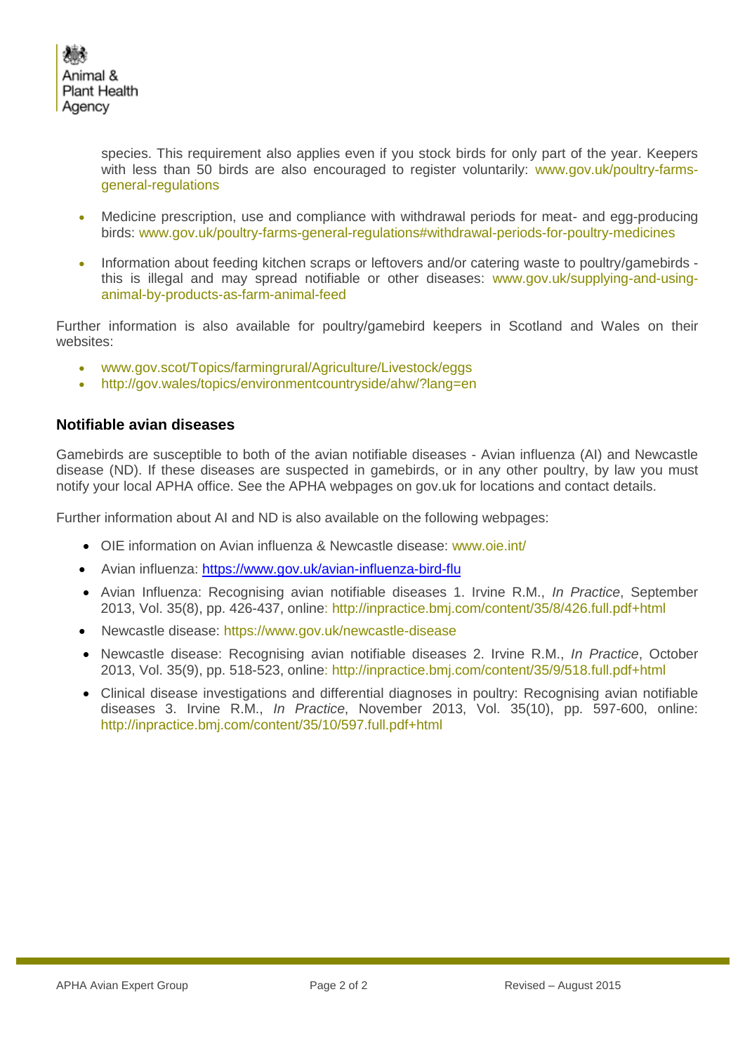species. This requirement also applies even if you stock birds for only part of the year. Keepers with less than 50 birds are also encouraged to register voluntarily: www.gov.uk/poultry-farms-general-regulations

- Medicine prescription, use and compliance with withdrawal periods for meat- and egg-producing birds: www.gov.uk/poultry-farms-general-regulations#withdrawal-periods-for-poultry-medicines

- Information about feeding kitchen scraps or leftovers and/or catering waste to poultry/gamebirds - this is illegal and may spread notifiable or other diseases: www.gov.uk/supplying-and-using-animal-by-products-as-farm-animal-feed

Further information is also available for poultry/gamebird keepers in Scotland and Wales on their websites:

- www.gov.scot/Topics/farmingrural/Agriculture/Livestock/eggs
- http://gov.wales/topics/environmentcountryside/ahw/?lang=en

## Notifiable avian diseases

Gamebirds are susceptible to both of the avian notifiable diseases - Avian influenza (AI) and Newcastle disease (ND). If these diseases are suspected in gamebirds, or in any other poultry, by law you must notify your local APHA office. See the APHA webpages on gov.uk for locations and contact details.

Further information about AI and ND is also available on the following webpages:

- OIE information on Avian influenza & Newcastle disease: www.oie.int/
- Avian influenza: https://www.gov.uk/avian-influenza-bird-flu
- Avian Influenza: Recognising avian notifiable diseases 1. Irvine R.M., *In Practice*, September 2013, Vol. 35(8), pp. 426-437, online: http://inpractice.bmj.com/content/35/8/426.full.pdf+html
- Newcastle disease: https://www.gov.uk/newcastle-disease
- Newcastle disease: Recognising avian notifiable diseases 2. Irvine R.M., *In Practice*, October 2013, Vol. 35(9), pp. 518-523, online: http://inpractice.bmj.com/content/35/9/518.full.pdf+html
- Clinical disease investigations and differential diagnoses in poultry: Recognising avian notifiable diseases 3. Irvine R.M., *In Practice*, November 2013, Vol. 35(10), pp. 597-600, online: http://inpractice.bmj.com/content/35/10/597.full.pdf+html